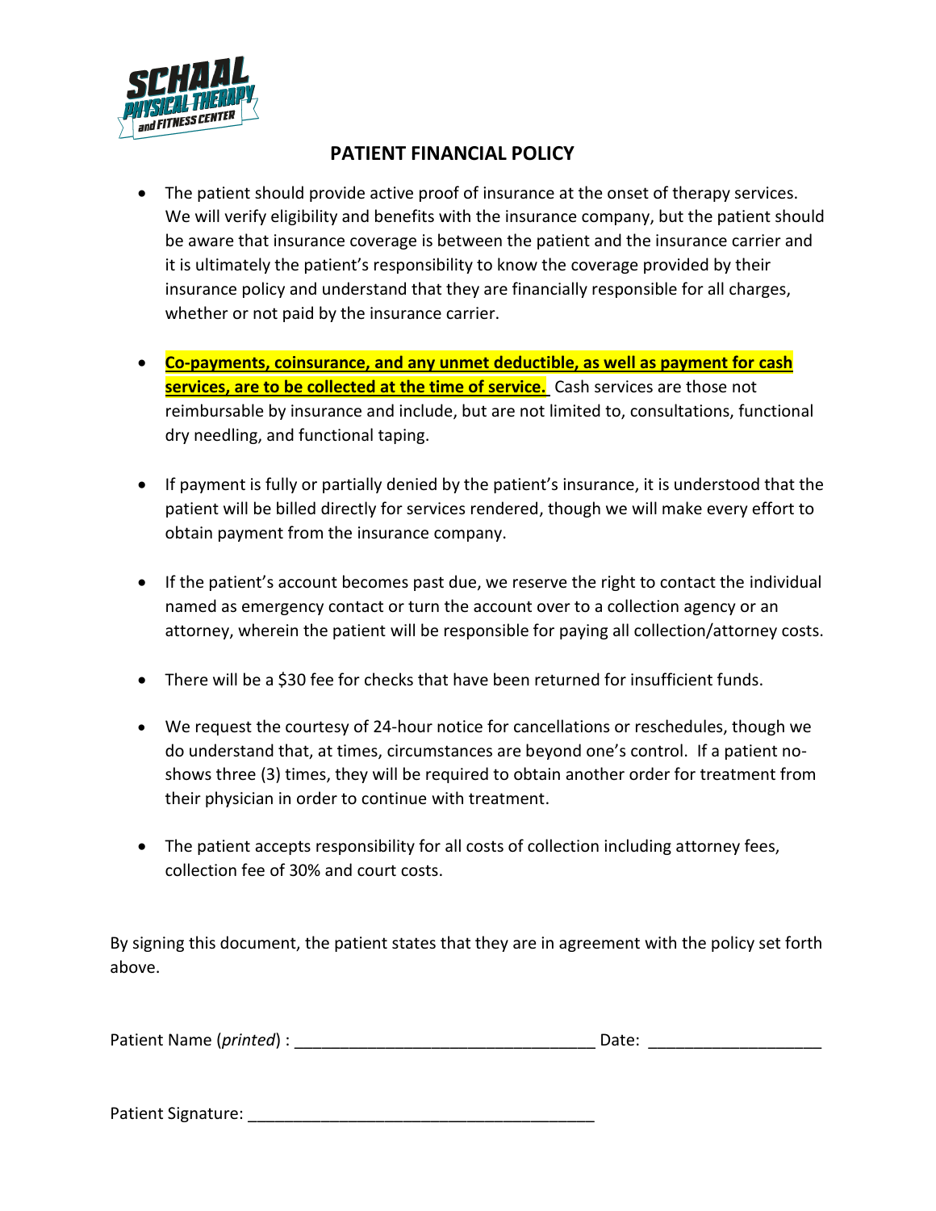# PATIENT FINANCIAL POLICY

- The patient should provide active proof of insurance at the onset of therapy services. We will verify eligibility and benefits with the insurance company, but the patient should be aware that insurance coverage is between the patient and the insurance carrier and it is ultimately the patient's responsibility to know the coverage provided by their insurance policy and understand that they are financially responsible for all charges, whether or not paid by the insurance carrier.

- **Co-payments, coinsurance, and any unmet deductible, as well as payment for cash services, are to be collected at the time of service.** Cash services are those not reimbursable by insurance and include, but are not limited to, consultations, functional dry needling, and functional taping.

- If payment is fully or partially denied by the patient's insurance, it is understood that the patient will be billed directly for services rendered, though we will make every effort to obtain payment from the insurance company.

- If the patient's account becomes past due, we reserve the right to contact the individual named as emergency contact or turn the account over to a collection agency or an attorney, wherein the patient will be responsible for paying all collection/attorney costs.

- There will be a $30 fee for checks that have been returned for insufficient funds.

- We request the courtesy of 24-hour notice for cancellations or reschedules, though we do understand that, at times, circumstances are beyond one's control. If a patient no-shows three (3) times, they will be required to obtain another order for treatment from their physician in order to continue with treatment.

- The patient accepts responsibility for all costs of collection including attorney fees, collection fee of 30% and court costs.

By signing this document, the patient states that they are in agreement with the policy set forth above.

Patient Name (*printed*) : ________________________________ Date: __________________

Patient Signature: _____________________________________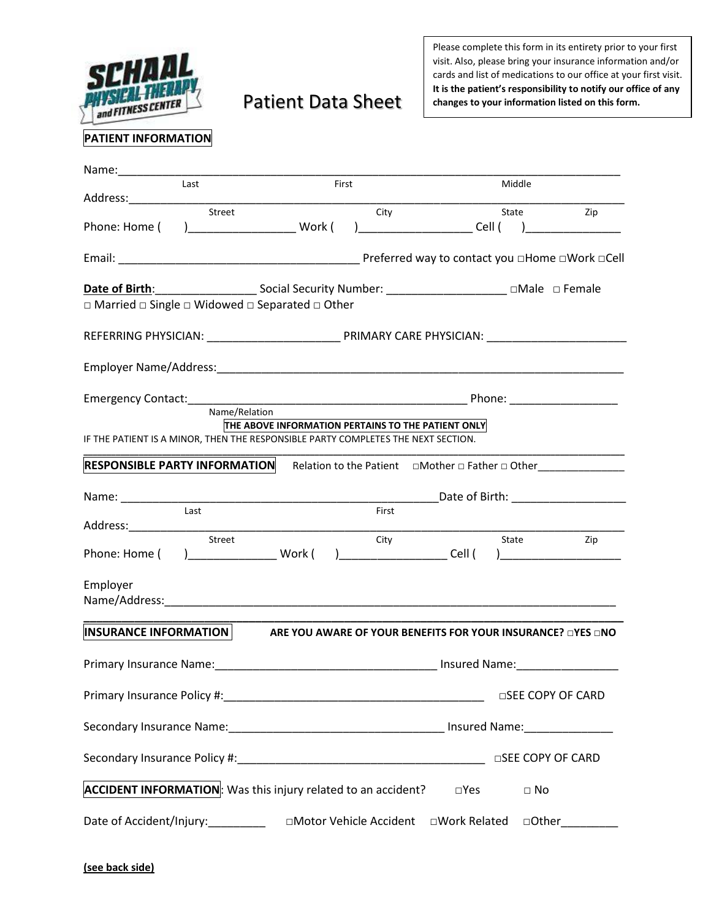SCHAAL PHYSICAL THERAPY and FITNESS CENTER

# Patient Data Sheet

> Please complete this form in its entirety prior to your first visit. Also, please bring your insurance information and/or cards and list of medications to our office at your first visit. **It is the patient's responsibility to notify our office of any changes to your information listed on this form.**

**PATIENT INFORMATION**

Name:_______________________________________________________________________________
Last First Middle

Address:_____________________________________________________________________________
Street City State Zip

Phone: Home ( )_________________ Work ( )__________________ Cell ( )_______________

Email: _______________________________________ Preferred way to contact you □Home □Work □Cell

**Date of Birth**:________________ Social Security Number: ___________________ □Male □ Female
□ Married □ Single □ Widowed □ Separated □ Other

REFERRING PHYSICIAN: _____________________ PRIMARY CARE PHYSICIAN: ______________________

Employer Name/Address:_______________________________________________________________

Emergency Contact:___________________________________________ Phone: _________________
Name/Relation

**THE ABOVE INFORMATION PERTAINS TO THE PATIENT ONLY**

IF THE PATIENT IS A MINOR, THEN THE RESPONSIBLE PARTY COMPLETES THE NEXT SECTION.

**RESPONSIBLE PARTY INFORMATION** Relation to the Patient □Mother □ Father □ Other______________

Name: ___________________________________________________Date of Birth: __________________
Last First

Address:_____________________________________________________________________________
Street City State Zip

Phone: Home ( )______________ Work ( )_________________ Cell ( )___________________

Employer
Name/Address:_________________________________________________________________________

**INSURANCE INFORMATION** **ARE YOU AWARE OF YOUR BENEFITS FOR YOUR INSURANCE? □YES □NO**

Primary Insurance Name:___________________________________ Insured Name:________________

Primary Insurance Policy #:_________________________________________ □SEE COPY OF CARD

Secondary Insurance Name:_________________________________ Insured Name:_____________

Secondary Insurance Policy #:_______________________________________ □SEE COPY OF CARD

**ACCIDENT INFORMATION**: Was this injury related to an accident? □Yes □ No

Date of Accident/Injury:_________ □Motor Vehicle Accident □Work Related □Other_________

**(see back side)**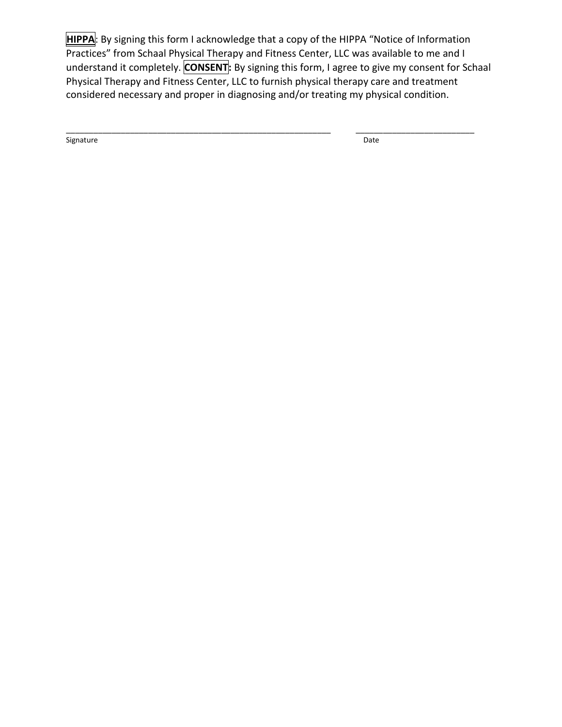**HIPPA**: By signing this form I acknowledge that a copy of the HIPPA "Notice of Information Practices" from Schaal Physical Therapy and Fitness Center, LLC was available to me and I understand it completely. **CONSENT:** By signing this form, I agree to give my consent for Schaal Physical Therapy and Fitness Center, LLC to furnish physical therapy care and treatment considered necessary and proper in diagnosing and/or treating my physical condition.

_______________________________________________________ _________________________

Signature Date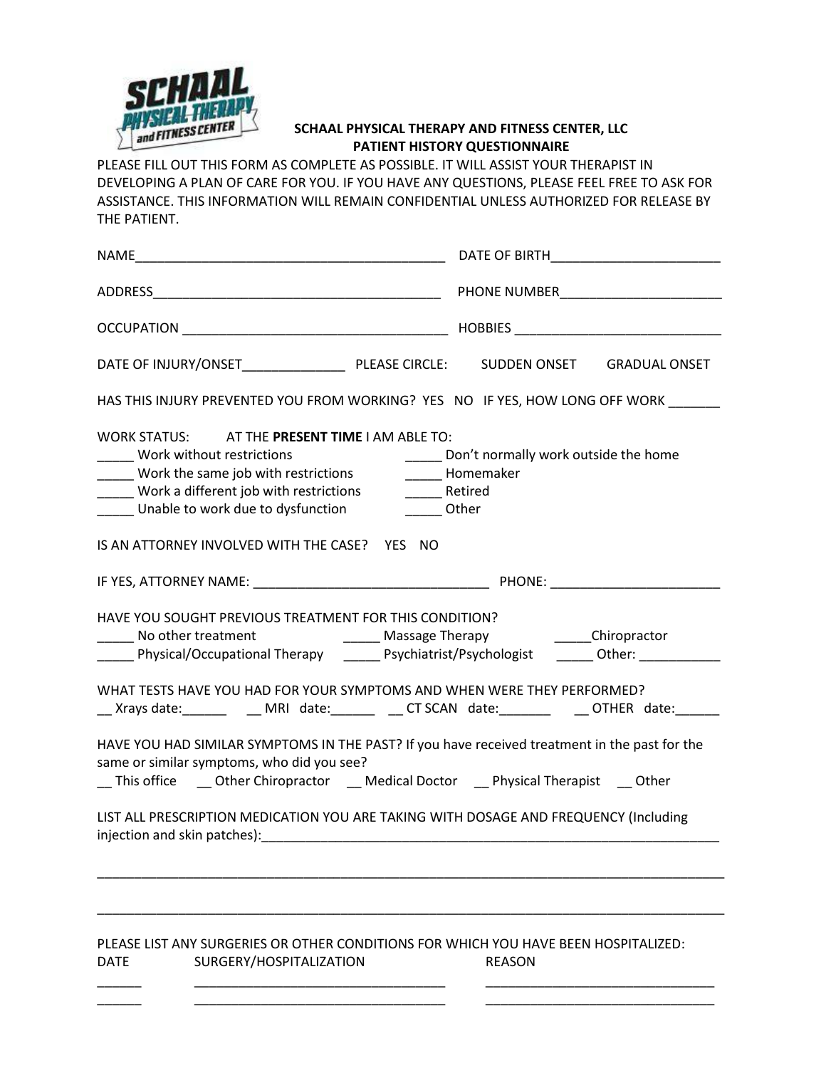# SCHAAL PHYSICAL THERAPY AND FITNESS CENTER, LLC
## PATIENT HISTORY QUESTIONNAIRE

PLEASE FILL OUT THIS FORM AS COMPLETE AS POSSIBLE. IT WILL ASSIST YOUR THERAPIST IN DEVELOPING A PLAN OF CARE FOR YOU. IF YOU HAVE ANY QUESTIONS, PLEASE FEEL FREE TO ASK FOR ASSISTANCE. THIS INFORMATION WILL REMAIN CONFIDENTIAL UNLESS AUTHORIZED FOR RELEASE BY THE PATIENT.

NAME___________________________________________ DATE OF BIRTH_______________________

ADDRESS________________________________________ PHONE NUMBER______________________

OCCUPATION ____________________________________ HOBBIES ___________________________

DATE OF INJURY/ONSET______________ PLEASE CIRCLE: SUDDEN ONSET GRADUAL ONSET

HAS THIS INJURY PREVENTED YOU FROM WORKING? YES NO IF YES, HOW LONG OFF WORK _______

WORK STATUS: AT THE **PRESENT TIME** I AM ABLE TO:

_____ Work without restrictions
_____ Work the same job with restrictions
_____ Work a different job with restrictions
_____ Unable to work due to dysfunction
_____ Don't normally work outside the home
_____ Homemaker
_____ Retired
_____ Other

IS AN ATTORNEY INVOLVED WITH THE CASE? YES NO

IF YES, ATTORNEY NAME: _______________________________ PHONE: ______________________

HAVE YOU SOUGHT PREVIOUS TREATMENT FOR THIS CONDITION?

_____ No other treatment _____ Massage Therapy _____Chiropractor
_____ Physical/Occupational Therapy _____ Psychiatrist/Psychologist _____ Other: ___________

WHAT TESTS HAVE YOU HAD FOR YOUR SYMPTOMS AND WHEN WERE THEY PERFORMED?

__ Xrays date:______ __ MRI date:______ __ CT SCAN date:_______ __ OTHER date:______

HAVE YOU HAD SIMILAR SYMPTOMS IN THE PAST? If you have received treatment in the past for the same or similar symptoms, who did you see?

__ This office __ Other Chiropractor __ Medical Doctor __ Physical Therapist __ Other

LIST ALL PRESCRIPTION MEDICATION YOU ARE TAKING WITH DOSAGE AND FREQUENCY (Including injection and skin patches):_________________________________________________________

_____________________________________________________________________________________

_____________________________________________________________________________________

PLEASE LIST ANY SURGERIES OR OTHER CONDITIONS FOR WHICH YOU HAVE BEEN HOSPITALIZED:

| DATE | SURGERY/HOSPITALIZATION | REASON |
|---|---|---|
| ______ | ___________________________________ | ________________________________ |
| ______ | ___________________________________ | ________________________________ |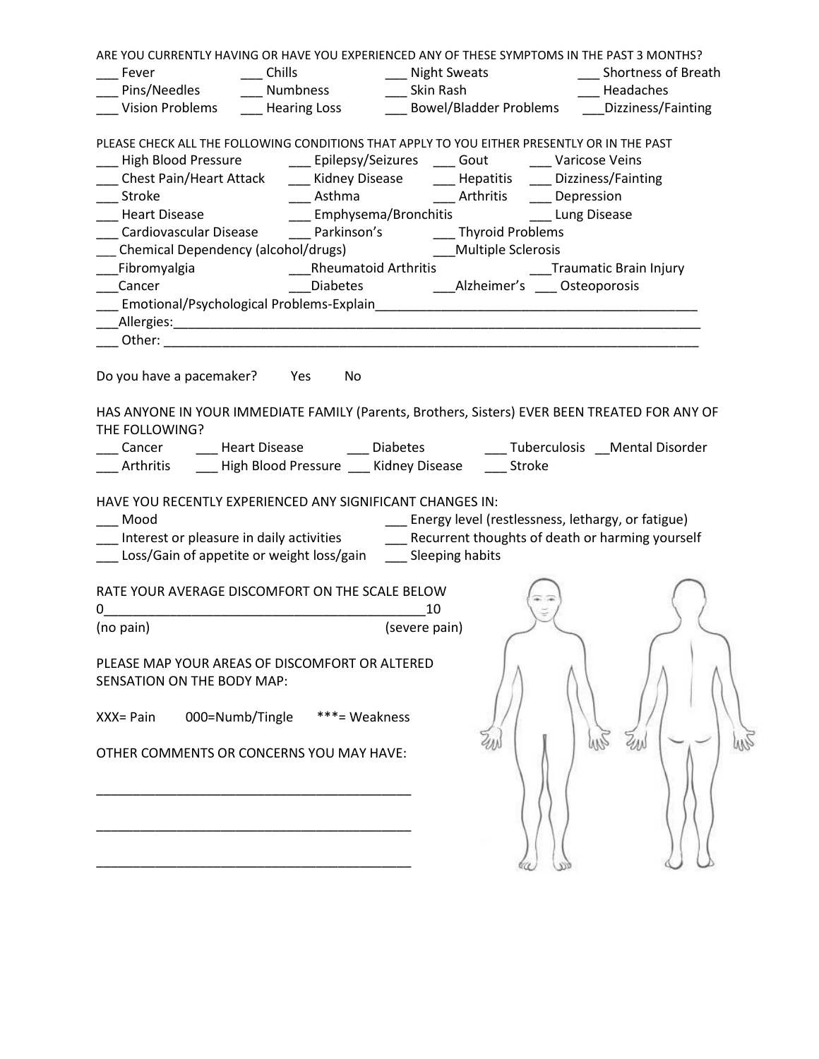ARE YOU CURRENTLY HAVING OR HAVE YOU EXPERIENCED ANY OF THESE SYMPTOMS IN THE PAST 3 MONTHS?

___ Fever ___ Chills ___ Night Sweats ___ Shortness of Breath
___ Pins/Needles ___ Numbness ___ Skin Rash ___ Headaches
___ Vision Problems ___ Hearing Loss ___ Bowel/Bladder Problems ___Dizziness/Fainting

PLEASE CHECK ALL THE FOLLOWING CONDITIONS THAT APPLY TO YOU EITHER PRESENTLY OR IN THE PAST

___ High Blood Pressure ___ Epilepsy/Seizures ___ Gout ___ Varicose Veins
___ Chest Pain/Heart Attack ___ Kidney Disease ___ Hepatitis ___ Dizziness/Fainting
___ Stroke ___ Asthma ___ Arthritis ___ Depression
___ Heart Disease ___ Emphysema/Bronchitis ___ Lung Disease
___ Cardiovascular Disease ___ Parkinson's ___ Thyroid Problems
___ Chemical Dependency (alcohol/drugs) ___Multiple Sclerosis
___Fibromyalgia ___Rheumatoid Arthritis ___Traumatic Brain Injury
___Cancer ___Diabetes ___Alzheimer's ___ Osteoporosis
___ Emotional/Psychological Problems-Explain_____________________________________________
___Allergies:_________________________________________________________________________
___ Other: ___________________________________________________________________________

Do you have a pacemaker? Yes No

HAS ANYONE IN YOUR IMMEDIATE FAMILY (Parents, Brothers, Sisters) EVER BEEN TREATED FOR ANY OF THE FOLLOWING?

___ Cancer ___ Heart Disease ___ Diabetes ___ Tuberculosis __Mental Disorder
___ Arthritis ___ High Blood Pressure ___ Kidney Disease ___ Stroke

HAVE YOU RECENTLY EXPERIENCED ANY SIGNIFICANT CHANGES IN:

___ Mood ___ Energy level (restlessness, lethargy, or fatigue)
___ Interest or pleasure in daily activities ___ Recurrent thoughts of death or harming yourself
___ Loss/Gain of appetite or weight loss/gain ___ Sleeping habits

RATE YOUR AVERAGE DISCOMFORT ON THE SCALE BELOW

0____________________________________________10
(no pain) (severe pain)

PLEASE MAP YOUR AREAS OF DISCOMFORT OR ALTERED SENSATION ON THE BODY MAP:

XXX= Pain 000=Numb/Tingle ***= Weakness

OTHER COMMENTS OR CONCERNS YOU MAY HAVE:

____________________________________________

____________________________________________

____________________________________________